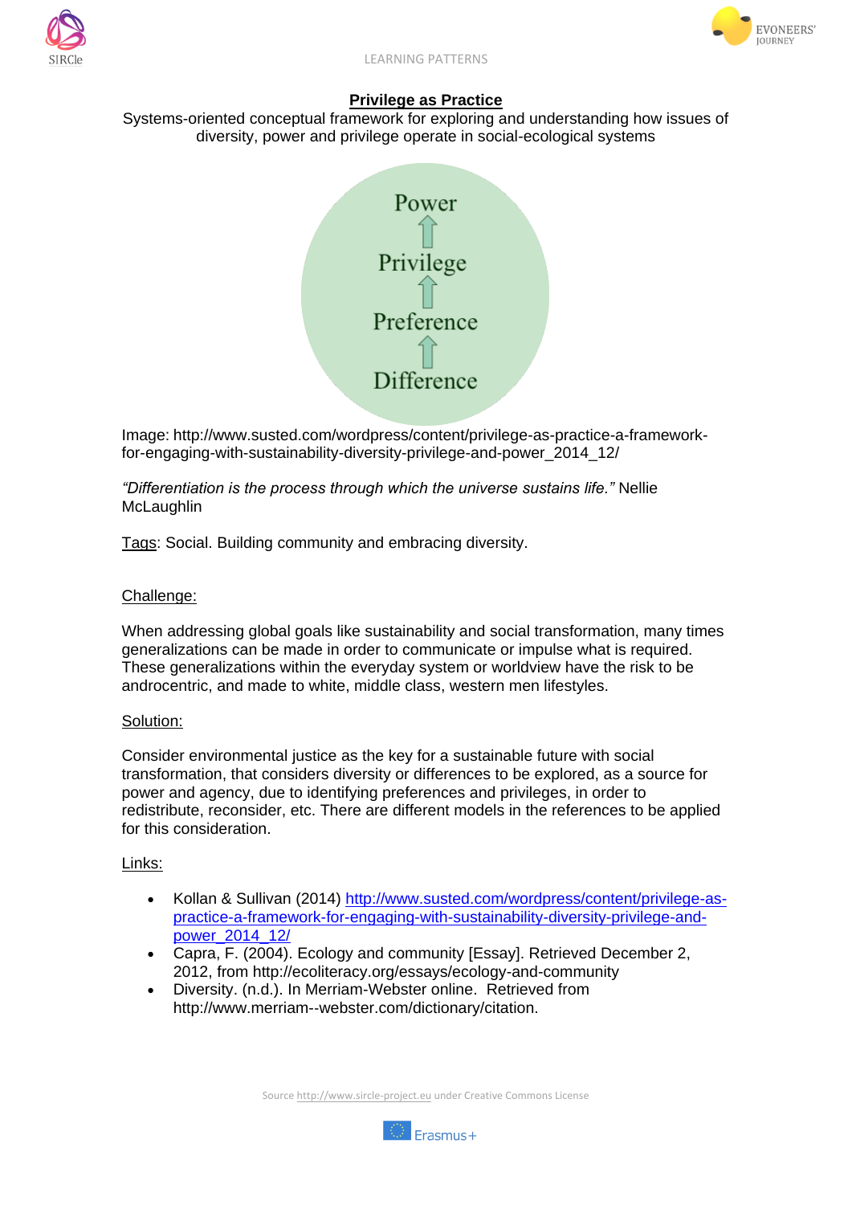# Privilege as Practice

Systems-oriented conceptual framework for exploring and understanding how issues of diversity, power and privilege operate in social-ecological systems

Power
↑
Privilege
↑
Preference
↑
Difference

Image: http://www.susted.com/wordpress/content/privilege-as-practice-a-framework-for-engaging-with-sustainability-diversity-privilege-and-power_2014_12/

*"Differentiation is the process through which the universe sustains life."* Nellie McLaughlin

Tags: Social. Building community and embracing diversity.

## Challenge:

When addressing global goals like sustainability and social transformation, many times generalizations can be made in order to communicate or impulse what is required. These generalizations within the everyday system or worldview have the risk to be androcentric, and made to white, middle class, western men lifestyles.

## Solution:

Consider environmental justice as the key for a sustainable future with social transformation, that considers diversity or differences to be explored, as a source for power and agency, due to identifying preferences and privileges, in order to redistribute, reconsider, etc. There are different models in the references to be applied for this consideration.

## Links:

- Kollan & Sullivan (2014) http://www.susted.com/wordpress/content/privilege-as-practice-a-framework-for-engaging-with-sustainability-diversity-privilege-and-power_2014_12/
- Capra, F. (2004). Ecology and community [Essay]. Retrieved December 2, 2012, from http://ecoliteracy.org/essays/ecology-and-community
- Diversity. (n.d.). In Merriam-Webster online. Retrieved from http://www.merriam--webster.com/dictionary/citation.

Source http://www.sircle-project.eu under Creative Commons License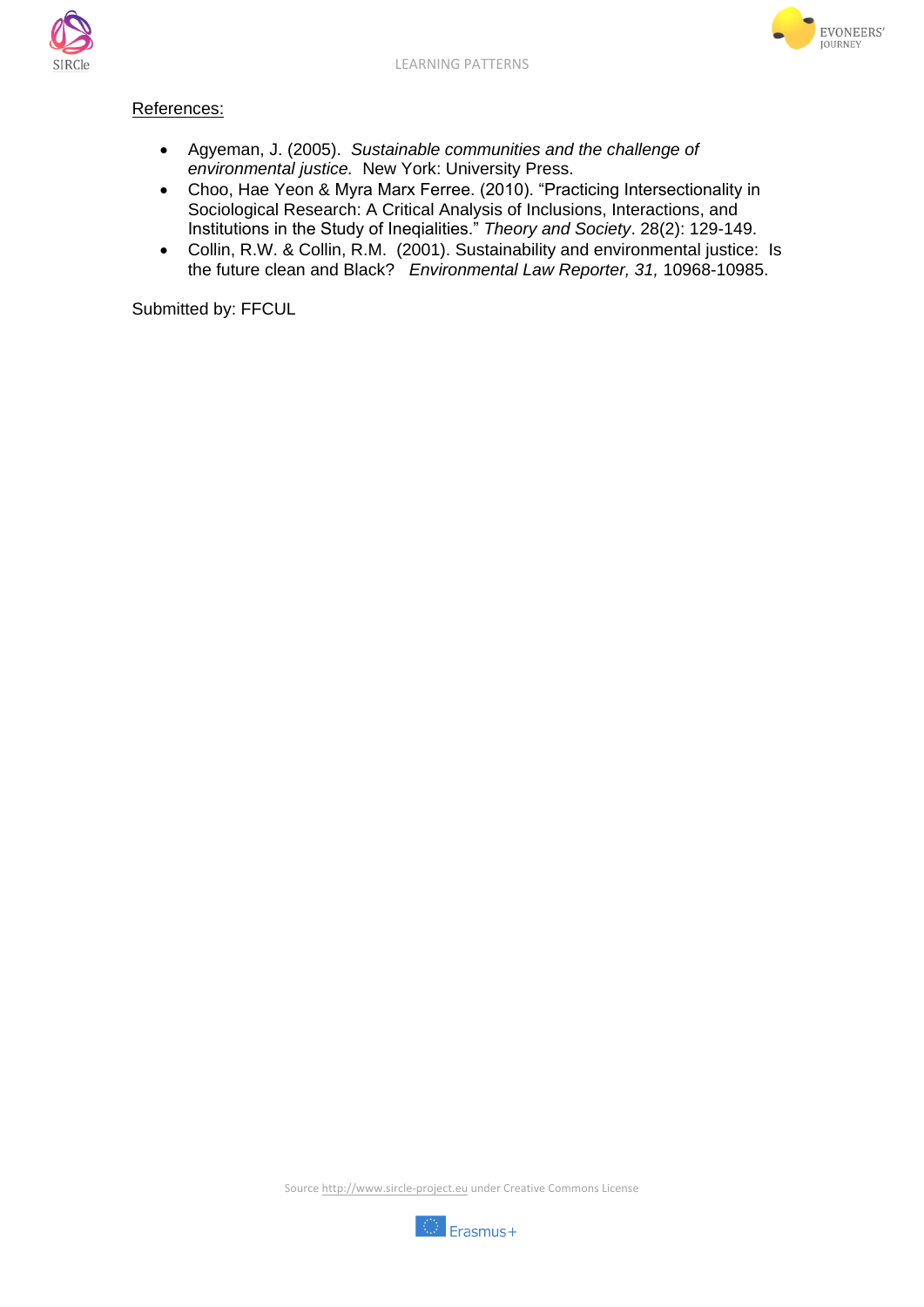References:

- Agyeman, J. (2005). *Sustainable communities and the challenge of environmental justice.* New York: University Press.
- Choo, Hae Yeon & Myra Marx Ferree. (2010). "Practicing Intersectionality in Sociological Research: A Critical Analysis of Inclusions, Interactions, and Institutions in the Study of Ineqialities." *Theory and Society*. 28(2): 129-149.
- Collin, R.W. & Collin, R.M. (2001). Sustainability and environmental justice: Is the future clean and Black? *Environmental Law Reporter, 31,* 10968-10985.

Submitted by: FFCUL